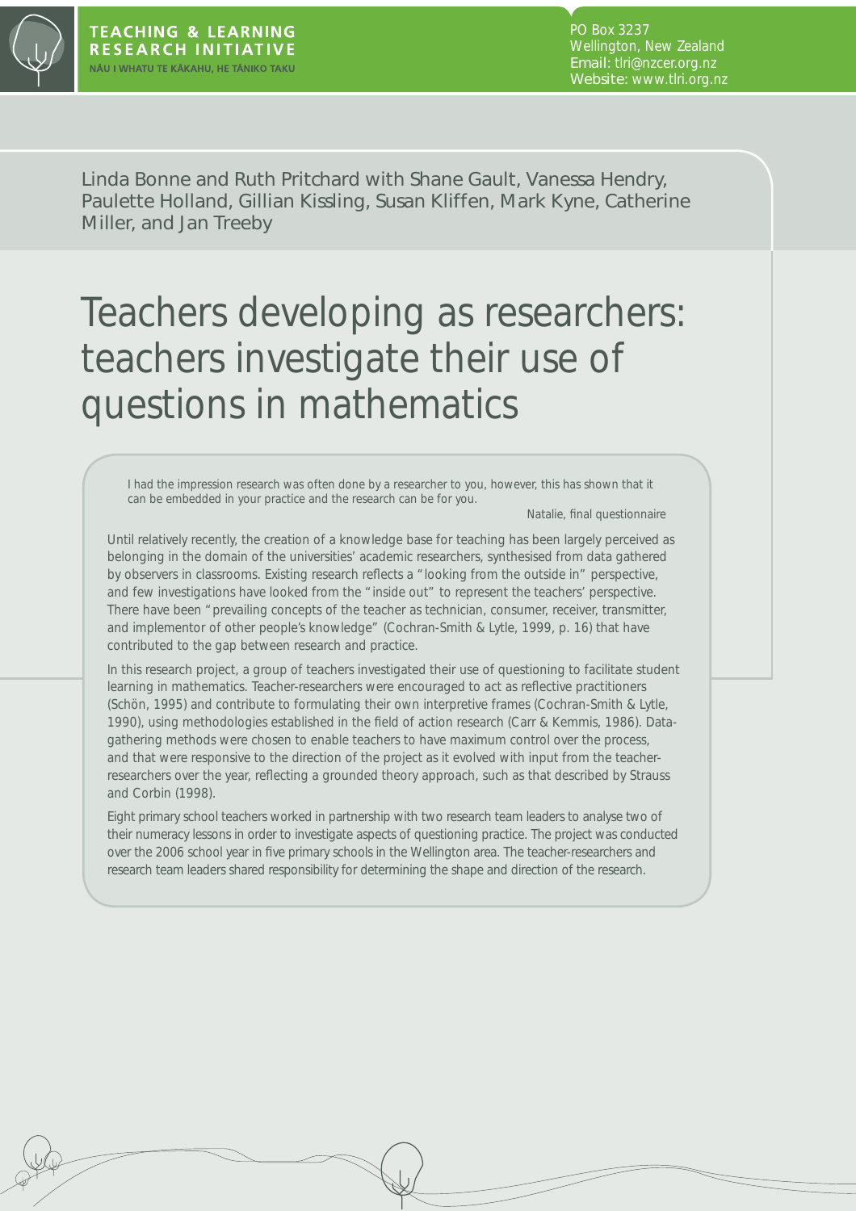TEACHING & LEARNING RESEARCH INITIATIVE
NĀU I WHATU TE KĀKAHU, HE TĀNIKO TAKU

PO Box 3237
Wellington, New Zealand
Email: tlri@nzcer.org.nz
Website: www.tlri.org.nz

Linda Bonne and Ruth Pritchard with Shane Gault, Vanessa Hendry, Paulette Holland, Gillian Kissling, Susan Kliffen, Mark Kyne, Catherine Miller, and Jan Treeby

# Teachers developing as researchers: teachers investigate their use of questions in mathematics

> I had the impression research was often done by a researcher to you, however, this has shown that it can be embedded in your practice and the research can be for you.
>
> Natalie, final questionnaire

Until relatively recently, the creation of a knowledge base for teaching has been largely perceived as belonging in the domain of the universities' academic researchers, synthesised from data gathered by observers in classrooms. Existing research reflects a "looking from the outside in" perspective, and few investigations have looked from the "inside out" to represent the teachers' perspective. There have been "prevailing concepts of the teacher as technician, consumer, receiver, transmitter, and implementor of other people's knowledge" (Cochran-Smith & Lytle, 1999, p. 16) that have contributed to the gap between research and practice.

In this research project, a group of teachers investigated their use of questioning to facilitate student learning in mathematics. Teacher-researchers were encouraged to act as reflective practitioners (Schön, 1995) and contribute to formulating their own interpretive frames (Cochran-Smith & Lytle, 1990), using methodologies established in the field of action research (Carr & Kemmis, 1986). Data-gathering methods were chosen to enable teachers to have maximum control over the process, and that were responsive to the direction of the project as it evolved with input from the teacher-researchers over the year, reflecting a grounded theory approach, such as that described by Strauss and Corbin (1998).

Eight primary school teachers worked in partnership with two research team leaders to analyse two of their numeracy lessons in order to investigate aspects of questioning practice. The project was conducted over the 2006 school year in five primary schools in the Wellington area. The teacher-researchers and research team leaders shared responsibility for determining the shape and direction of the research.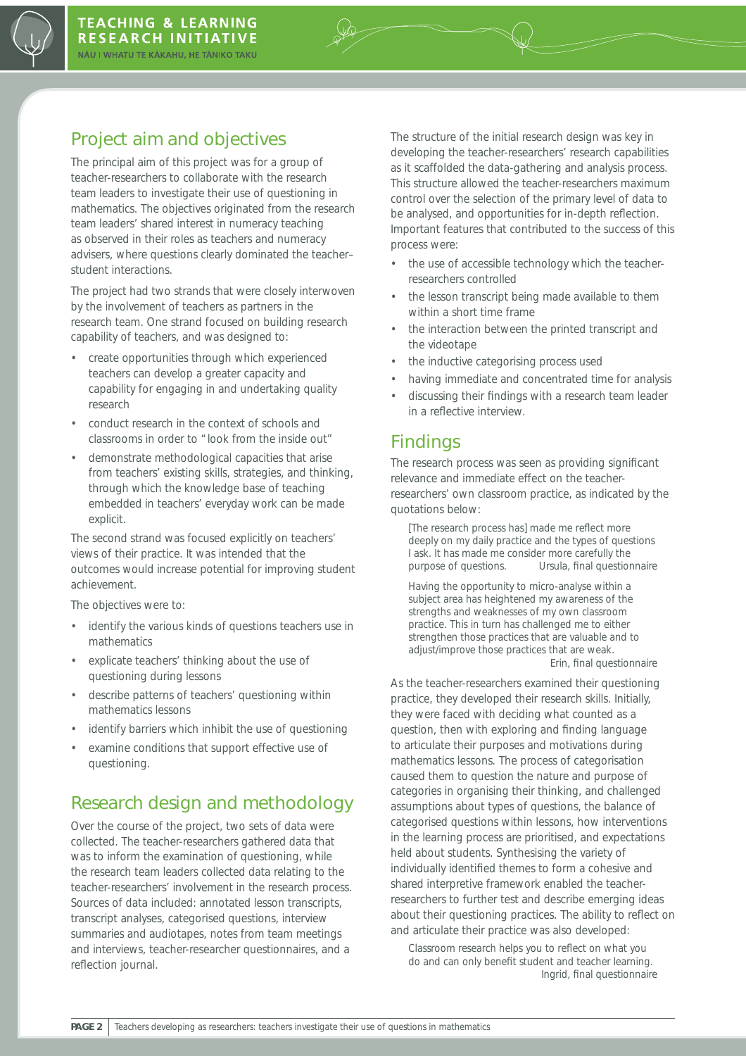## Project aim and objectives

The principal aim of this project was for a group of teacher-researchers to collaborate with the research team leaders to investigate their use of questioning in mathematics. The objectives originated from the research team leaders' shared interest in numeracy teaching as observed in their roles as teachers and numeracy advisers, where questions clearly dominated the teacher–student interactions.

The project had two strands that were closely interwoven by the involvement of teachers as partners in the research team. One strand focused on building research capability of teachers, and was designed to:

- create opportunities through which experienced teachers can develop a greater capacity and capability for engaging in and undertaking quality research
- conduct research in the context of schools and classrooms in order to "look from the inside out"
- demonstrate methodological capacities that arise from teachers' existing skills, strategies, and thinking, through which the knowledge base of teaching embedded in teachers' everyday work can be made explicit.

The second strand was focused explicitly on teachers' views of their practice. It was intended that the outcomes would increase potential for improving student achievement.

The objectives were to:

- identify the various kinds of questions teachers use in mathematics
- explicate teachers' thinking about the use of questioning during lessons
- describe patterns of teachers' questioning within mathematics lessons
- identify barriers which inhibit the use of questioning
- examine conditions that support effective use of questioning.

## Research design and methodology

Over the course of the project, two sets of data were collected. The teacher-researchers gathered data that was to inform the examination of questioning, while the research team leaders collected data relating to the teacher-researchers' involvement in the research process. Sources of data included: annotated lesson transcripts, transcript analyses, categorised questions, interview summaries and audiotapes, notes from team meetings and interviews, teacher-researcher questionnaires, and a reflection journal.

The structure of the initial research design was key in developing the teacher-researchers' research capabilities as it scaffolded the data-gathering and analysis process. This structure allowed the teacher-researchers maximum control over the selection of the primary level of data to be analysed, and opportunities for in-depth reflection. Important features that contributed to the success of this process were:

- the use of accessible technology which the teacher-researchers controlled
- the lesson transcript being made available to them within a short time frame
- the interaction between the printed transcript and the videotape
- the inductive categorising process used
- having immediate and concentrated time for analysis
- discussing their findings with a research team leader in a reflective interview.

## Findings

The research process was seen as providing significant relevance and immediate effect on the teacher-researchers' own classroom practice, as indicated by the quotations below:

> [The research process has] made me reflect more deeply on my daily practice and the types of questions I ask. It has made me consider more carefully the purpose of questions. Ursula, final questionnaire

> Having the opportunity to micro-analyse within a subject area has heightened my awareness of the strengths and weaknesses of my own classroom practice. This in turn has challenged me to either strengthen those practices that are valuable and to adjust/improve those practices that are weak.
> Erin, final questionnaire

As the teacher-researchers examined their questioning practice, they developed their research skills. Initially, they were faced with deciding what counted as a question, then with exploring and finding language to articulate their purposes and motivations during mathematics lessons. The process of categorisation caused them to question the nature and purpose of categories in organising their thinking, and challenged assumptions about types of questions, the balance of categorised questions within lessons, how interventions in the learning process are prioritised, and expectations held about students. Synthesising the variety of individually identified themes to form a cohesive and shared interpretive framework enabled the teacher-researchers to further test and describe emerging ideas about their questioning practices. The ability to reflect on and articulate their practice was also developed:

> Classroom research helps you to reflect on what you do and can only benefit student and teacher learning.
> Ingrid, final questionnaire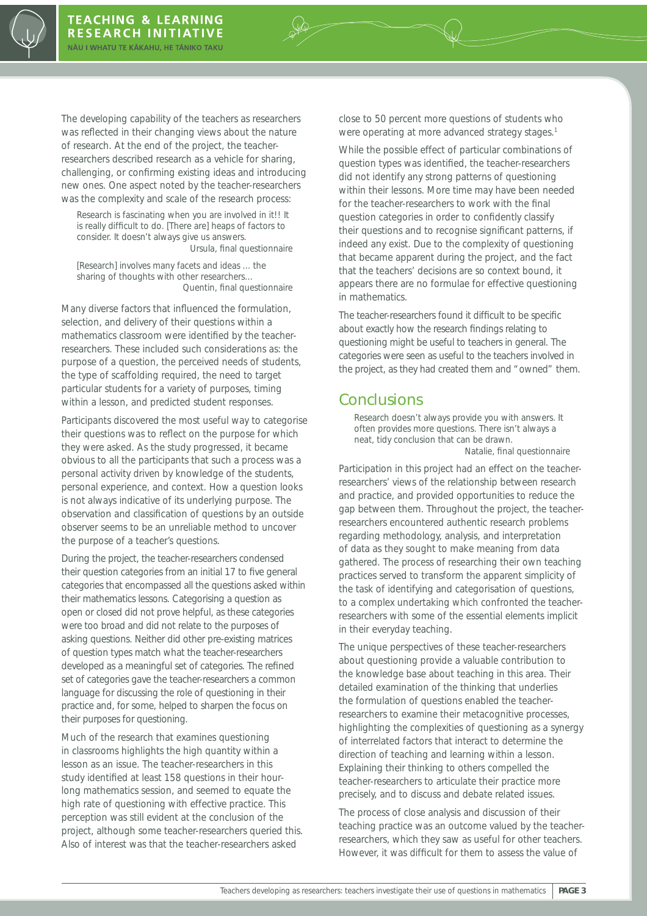The developing capability of the teachers as researchers was reflected in their changing views about the nature of research. At the end of the project, the teacher-researchers described research as a vehicle for sharing, challenging, or confirming existing ideas and introducing new ones. One aspect noted by the teacher-researchers was the complexity and scale of the research process:

> Research is fascinating when you are involved in it!! It is really difficult to do. [There are] heaps of factors to consider. It doesn't always give us answers.
>
> Ursula, final questionnaire

> [Research] involves many facets and ideas … the sharing of thoughts with other researchers…
>
> Quentin, final questionnaire

Many diverse factors that influenced the formulation, selection, and delivery of their questions within a mathematics classroom were identified by the teacher-researchers. These included such considerations as: the purpose of a question, the perceived needs of students, the type of scaffolding required, the need to target particular students for a variety of purposes, timing within a lesson, and predicted student responses.

Participants discovered the most useful way to categorise their questions was to reflect on the purpose for which they were asked. As the study progressed, it became obvious to all the participants that such a process was a personal activity driven by knowledge of the students, personal experience, and context. How a question looks is not always indicative of its underlying purpose. The observation and classification of questions by an outside observer seems to be an unreliable method to uncover the purpose of a teacher's questions.

During the project, the teacher-researchers condensed their question categories from an initial 17 to five general categories that encompassed all the questions asked within their mathematics lessons. Categorising a question as open or closed did not prove helpful, as these categories were too broad and did not relate to the purposes of asking questions. Neither did other pre-existing matrices of question types match what the teacher-researchers developed as a meaningful set of categories. The refined set of categories gave the teacher-researchers a common language for discussing the role of questioning in their practice and, for some, helped to sharpen the focus on their purposes for questioning.

Much of the research that examines questioning in classrooms highlights the high quantity within a lesson as an issue. The teacher-researchers in this study identified at least 158 questions in their hour-long mathematics session, and seemed to equate the high rate of questioning with effective practice. This perception was still evident at the conclusion of the project, although some teacher-researchers queried this. Also of interest was that the teacher-researchers asked close to 50 percent more questions of students who were operating at more advanced strategy stages.[1]

While the possible effect of particular combinations of question types was identified, the teacher-researchers did not identify any strong patterns of questioning within their lessons. More time may have been needed for the teacher-researchers to work with the final question categories in order to confidently classify their questions and to recognise significant patterns, if indeed any exist. Due to the complexity of questioning that became apparent during the project, and the fact that the teachers' decisions are so context bound, it appears there are no formulae for effective questioning in mathematics.

The teacher-researchers found it difficult to be specific about exactly how the research findings relating to questioning might be useful to teachers in general. The categories were seen as useful to the teachers involved in the project, as they had created them and "owned" them.

## Conclusions

> Research doesn't always provide you with answers. It often provides more questions. There isn't always a neat, tidy conclusion that can be drawn.
>
> Natalie, final questionnaire

Participation in this project had an effect on the teacher-researchers' views of the relationship between research and practice, and provided opportunities to reduce the gap between them. Throughout the project, the teacher-researchers encountered authentic research problems regarding methodology, analysis, and interpretation of data as they sought to make meaning from data gathered. The process of researching their own teaching practices served to transform the apparent simplicity of the task of identifying and categorisation of questions, to a complex undertaking which confronted the teacher-researchers with some of the essential elements implicit in their everyday teaching.

The unique perspectives of these teacher-researchers about questioning provide a valuable contribution to the knowledge base about teaching in this area. Their detailed examination of the thinking that underlies the formulation of questions enabled the teacher-researchers to examine their metacognitive processes, highlighting the complexities of questioning as a synergy of interrelated factors that interact to determine the direction of teaching and learning within a lesson. Explaining their thinking to others compelled the teacher-researchers to articulate their practice more precisely, and to discuss and debate related issues.

The process of close analysis and discussion of their teaching practice was an outcome valued by the teacher-researchers, which they saw as useful for other teachers. However, it was difficult for them to assess the value of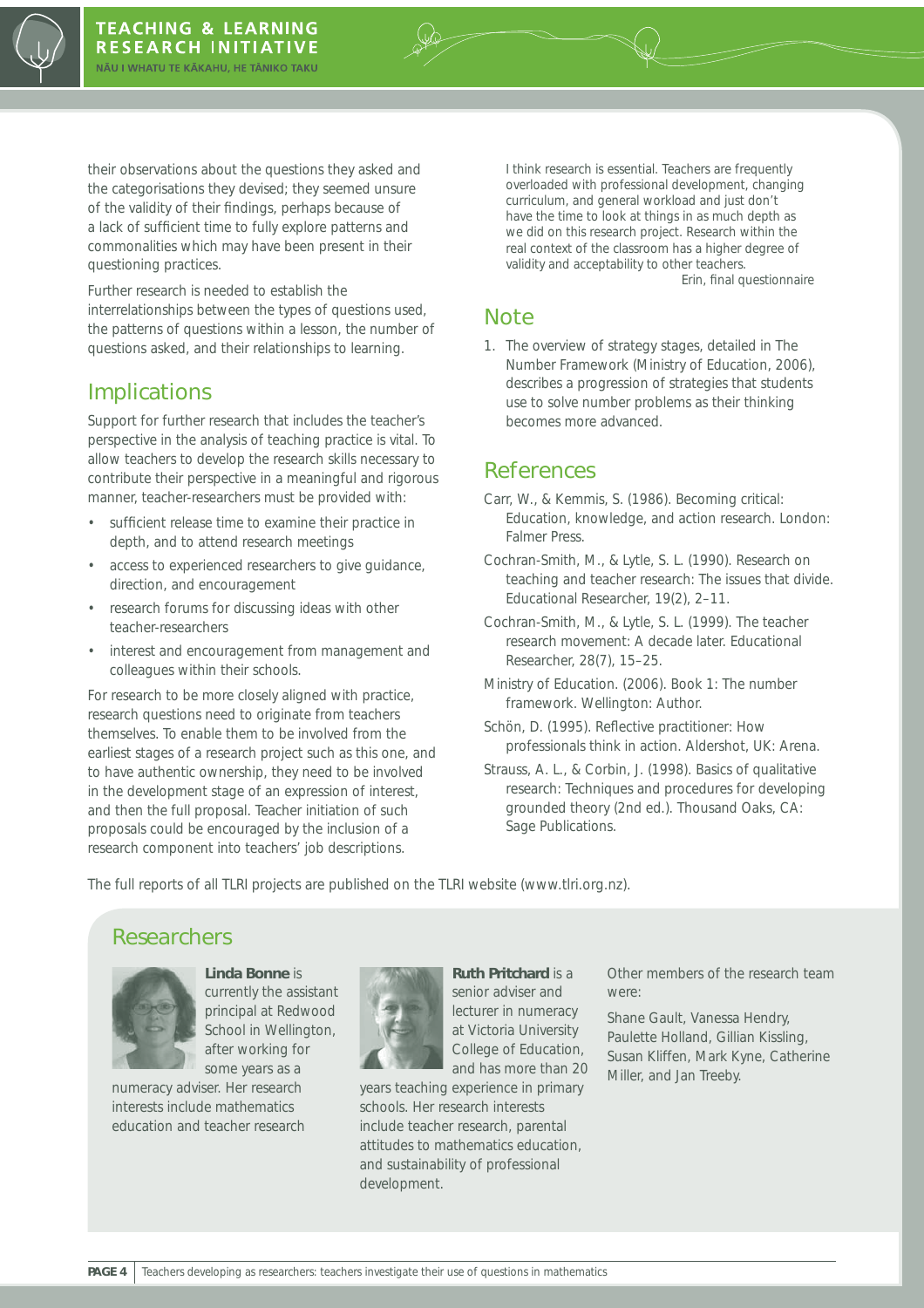their observations about the questions they asked and the categorisations they devised; they seemed unsure of the validity of their findings, perhaps because of a lack of sufficient time to fully explore patterns and commonalities which may have been present in their questioning practices.

Further research is needed to establish the interrelationships between the types of questions used, the patterns of questions within a lesson, the number of questions asked, and their relationships to learning.

## Implications

Support for further research that includes the teacher's perspective in the analysis of teaching practice is vital. To allow teachers to develop the research skills necessary to contribute their perspective in a meaningful and rigorous manner, teacher-researchers must be provided with:

- sufficient release time to examine their practice in depth, and to attend research meetings
- access to experienced researchers to give guidance, direction, and encouragement
- research forums for discussing ideas with other teacher-researchers
- interest and encouragement from management and colleagues within their schools.

For research to be more closely aligned with practice, research questions need to originate from teachers themselves. To enable them to be involved from the earliest stages of a research project such as this one, and to have authentic ownership, they need to be involved in the development stage of an expression of interest, and then the full proposal. Teacher initiation of such proposals could be encouraged by the inclusion of a research component into teachers' job descriptions.

> I think research is essential. Teachers are frequently overloaded with professional development, changing curriculum, and general workload and just don't have the time to look at things in as much depth as we did on this research project. Research within the real context of the classroom has a higher degree of validity and acceptability to other teachers.
>
> Erin, final questionnaire

## Note

1. The overview of strategy stages, detailed in The Number Framework (Ministry of Education, 2006), describes a progression of strategies that students use to solve number problems as their thinking becomes more advanced.

## References

Carr, W., & Kemmis, S. (1986). Becoming critical: Education, knowledge, and action research. London: Falmer Press.

Cochran-Smith, M., & Lytle, S. L. (1990). Research on teaching and teacher research: The issues that divide. Educational Researcher, 19(2), 2–11.

Cochran-Smith, M., & Lytle, S. L. (1999). The teacher research movement: A decade later. Educational Researcher, 28(7), 15–25.

Ministry of Education. (2006). Book 1: The number framework. Wellington: Author.

Schön, D. (1995). Reflective practitioner: How professionals think in action. Aldershot, UK: Arena.

Strauss, A. L., & Corbin, J. (1998). Basics of qualitative research: Techniques and procedures for developing grounded theory (2nd ed.). Thousand Oaks, CA: Sage Publications.

The full reports of all TLRI projects are published on the TLRI website (www.tlri.org.nz).

## Researchers

**Linda Bonne** is currently the assistant principal at Redwood School in Wellington, after working for some years as a numeracy adviser. Her research interests include mathematics education and teacher research

**Ruth Pritchard** is a senior adviser and lecturer in numeracy at Victoria University College of Education, and has more than 20 years teaching experience in primary schools. Her research interests include teacher research, parental attitudes to mathematics education, and sustainability of professional development.

Other members of the research team were:

Shane Gault, Vanessa Hendry, Paulette Holland, Gillian Kissling, Susan Kliffen, Mark Kyne, Catherine Miller, and Jan Treeby.